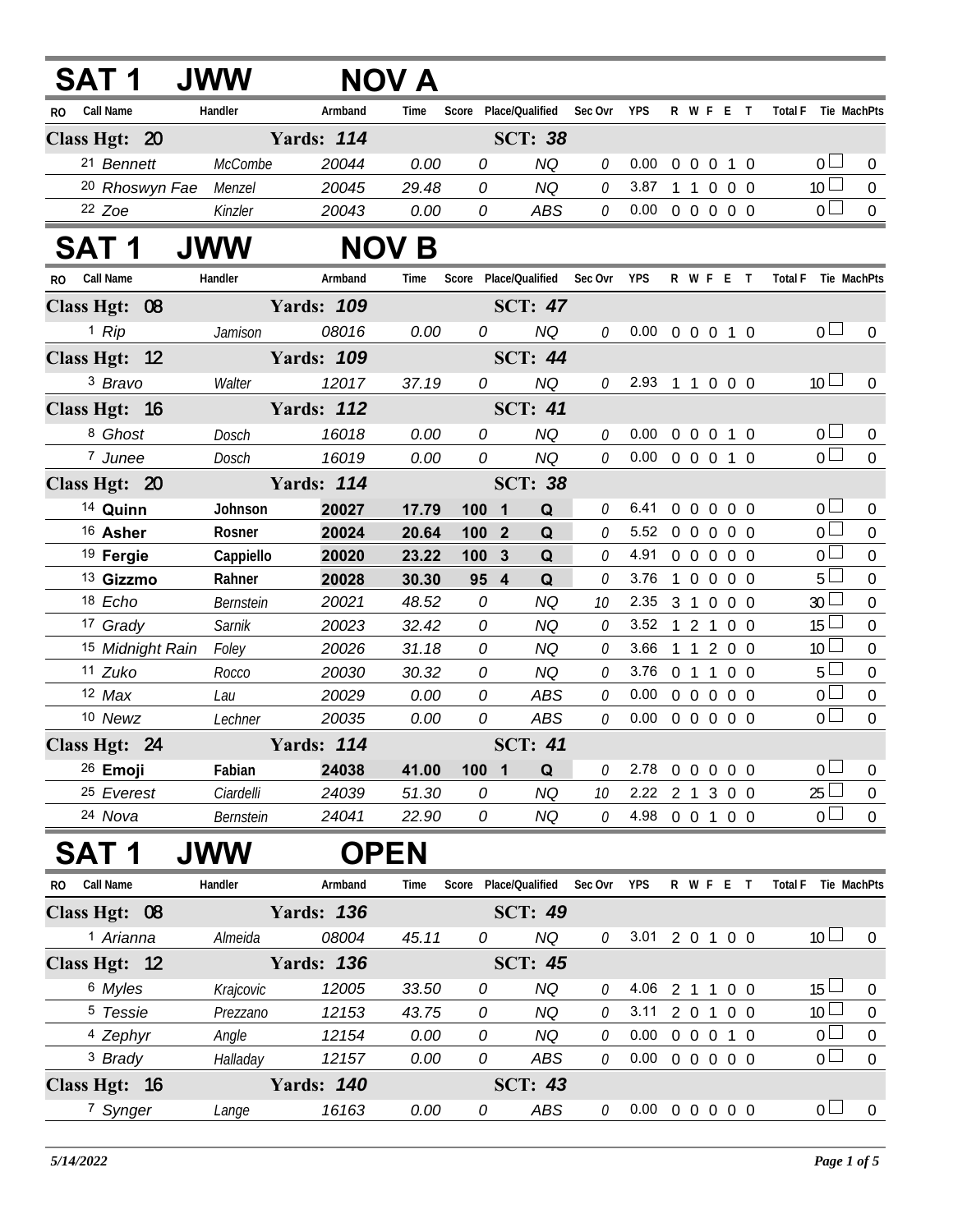## SAT 1 JWW NOV A

| RO | Call Name | Handler | Armband | Time | Score | Place/Qualified | Sec Ovr | YPS | R | W | F | E | T | Total F | Tie | MachPts |
|---|---|---|---|---|---|---|---|---|---|---|---|---|---|---|---|---|
| **Class Hgt: 20** | | | **Yards: 114** | | | **SCT: 38** | | | | | | | | | | |
| 21 | *Bennett* | *McCombe* | *20044* | *0.00* | *0* | *NQ* | *0* | 0.00 | 0 | 0 | 0 | 1 | 0 | 0 | ☐ | 0 |
| 20 | *Rhoswyn Fae* | *Menzel* | *20045* | *29.48* | *0* | *NQ* | *0* | 3.87 | 1 | 1 | 0 | 0 | 0 | 10 | ☐ | 0 |
| 22 | *Zoe* | *Kinzler* | *20043* | *0.00* | *0* | *ABS* | *0* | 0.00 | 0 | 0 | 0 | 0 | 0 | 0 | ☐ | 0 |

## SAT 1 JWW NOV B

| RO | Call Name | Handler | Armband | Time | Score | Place/Qualified | Sec Ovr | YPS | R | W | F | E | T | Total F | Tie | MachPts |
|---|---|---|---|---|---|---|---|---|---|---|---|---|---|---|---|---|
| **Class Hgt: 08** | | | **Yards: 109** | | | **SCT: 47** | | | | | | | | | | |
| 1 | *Rip* | *Jamison* | *08016* | *0.00* | *0* | *NQ* | *0* | 0.00 | 0 | 0 | 0 | 1 | 0 | 0 | ☐ | 0 |
| **Class Hgt: 12** | | | **Yards: 109** | | | **SCT: 44** | | | | | | | | | | |
| 3 | *Bravo* | *Walter* | *12017* | *37.19* | *0* | *NQ* | *0* | 2.93 | 1 | 1 | 0 | 0 | 0 | 10 | ☐ | 0 |
| **Class Hgt: 16** | | | **Yards: 112** | | | **SCT: 41** | | | | | | | | | | |
| 8 | *Ghost* | *Dosch* | *16018* | *0.00* | *0* | *NQ* | *0* | 0.00 | 0 | 0 | 0 | 1 | 0 | 0 | ☐ | 0 |
| 7 | *Junee* | *Dosch* | *16019* | *0.00* | *0* | *NQ* | *0* | 0.00 | 0 | 0 | 0 | 1 | 0 | 0 | ☐ | 0 |
| **Class Hgt: 20** | | | **Yards: 114** | | | **SCT: 38** | | | | | | | | | | |
| 14 | **Quinn** | **Johnson** | **20027** | **17.79** | **100** | **1 Q** | *0* | 6.41 | 0 | 0 | 0 | 0 | 0 | 0 | ☐ | 0 |
| 16 | **Asher** | **Rosner** | **20024** | **20.64** | **100** | **2 Q** | *0* | 5.52 | 0 | 0 | 0 | 0 | 0 | 0 | ☐ | 0 |
| 19 | **Fergie** | **Cappiello** | **20020** | **23.22** | **100** | **3 Q** | *0* | 4.91 | 0 | 0 | 0 | 0 | 0 | 0 | ☐ | 0 |
| 13 | **Gizzmo** | **Rahner** | **20028** | **30.30** | **95** | **4 Q** | *0* | 3.76 | 1 | 0 | 0 | 0 | 0 | 5 | ☐ | 0 |
| 18 | *Echo* | *Bernstein* | *20021* | *48.52* | *0* | *NQ* | *10* | 2.35 | 3 | 1 | 0 | 0 | 0 | 30 | ☐ | 0 |
| 17 | *Grady* | *Sarnik* | *20023* | *32.42* | *0* | *NQ* | *0* | 3.52 | 1 | 2 | 1 | 0 | 0 | 15 | ☐ | 0 |
| 15 | *Midnight Rain* | *Foley* | *20026* | *31.18* | *0* | *NQ* | *0* | 3.66 | 1 | 1 | 2 | 0 | 0 | 10 | ☐ | 0 |
| 11 | *Zuko* | *Rocco* | *20030* | *30.32* | *0* | *NQ* | *0* | 3.76 | 0 | 1 | 1 | 0 | 0 | 5 | ☐ | 0 |
| 12 | *Max* | *Lau* | *20029* | *0.00* | *0* | *ABS* | *0* | 0.00 | 0 | 0 | 0 | 0 | 0 | 0 | ☐ | 0 |
| 10 | *Newz* | *Lechner* | *20035* | *0.00* | *0* | *ABS* | *0* | 0.00 | 0 | 0 | 0 | 0 | 0 | 0 | ☐ | 0 |
| **Class Hgt: 24** | | | **Yards: 114** | | | **SCT: 41** | | | | | | | | | | |
| 26 | **Emoji** | **Fabian** | **24038** | **41.00** | **100** | **1 Q** | *0* | 2.78 | 0 | 0 | 0 | 0 | 0 | 0 | ☐ | 0 |
| 25 | *Everest* | *Ciardelli* | *24039* | *51.30* | *0* | *NQ* | *10* | 2.22 | 2 | 1 | 3 | 0 | 0 | 25 | ☐ | 0 |
| 24 | *Nova* | *Bernstein* | *24041* | *22.90* | *0* | *NQ* | *0* | 4.98 | 0 | 0 | 1 | 0 | 0 | 0 | ☐ | 0 |

## SAT 1 JWW OPEN

| RO | Call Name | Handler | Armband | Time | Score | Place/Qualified | Sec Ovr | YPS | R | W | F | E | T | Total F | Tie | MachPts |
|---|---|---|---|---|---|---|---|---|---|---|---|---|---|---|---|---|
| **Class Hgt: 08** | | | **Yards: 136** | | | **SCT: 49** | | | | | | | | | | |
| 1 | *Arianna* | *Almeida* | *08004* | *45.11* | *0* | *NQ* | *0* | 3.01 | 2 | 0 | 1 | 0 | 0 | 10 | ☐ | 0 |
| **Class Hgt: 12** | | | **Yards: 136** | | | **SCT: 45** | | | | | | | | | | |
| 6 | *Myles* | *Krajcovic* | *12005* | *33.50* | *0* | *NQ* | *0* | 4.06 | 2 | 1 | 1 | 0 | 0 | 15 | ☐ | 0 |
| 5 | *Tessie* | *Prezzano* | *12153* | *43.75* | *0* | *NQ* | *0* | 3.11 | 2 | 0 | 1 | 0 | 0 | 10 | ☐ | 0 |
| 4 | *Zephyr* | *Angle* | *12154* | *0.00* | *0* | *NQ* | *0* | 0.00 | 0 | 0 | 0 | 1 | 0 | 0 | ☐ | 0 |
| 3 | *Brady* | *Halladay* | *12157* | *0.00* | *0* | *ABS* | *0* | 0.00 | 0 | 0 | 0 | 0 | 0 | 0 | ☐ | 0 |
| **Class Hgt: 16** | | | **Yards: 140** | | | **SCT: 43** | | | | | | | | | | |
| 7 | *Synger* | *Lange* | *16163* | *0.00* | *0* | *ABS* | *0* | 0.00 | 0 | 0 | 0 | 0 | 0 | 0 | ☐ | 0 |

*5/14/2022*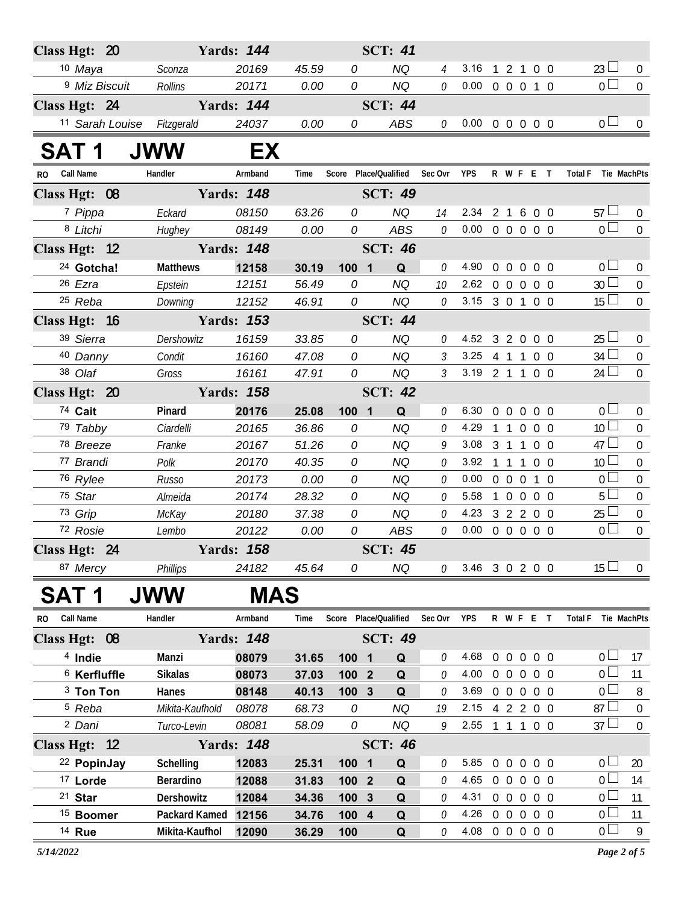| RO | Call Name | Handler | Armband | Time | Score | Place/Qualified | Sec Ovr | YPS | R W F E T | Total F | Tie MachPts |
|---|---|---|---|---|---|---|---|---|---|---|---|
| **Class Hgt: 20** | | **Yards: 144** | | | | **SCT: 41** | | | | | |
| 10 | Maya | Sconza | 20169 | 45.59 | 0 | NQ | 4 | 3.16 | 1 2 1 0 0 | 23 | 0 |
| 9 | Miz Biscuit | Rollins | 20171 | 0.00 | 0 | NQ | 0 | 0.00 | 0 0 0 1 0 | 0 | 0 |
| **Class Hgt: 24** | | **Yards: 144** | | | | **SCT: 44** | | | | | |
| 11 | Sarah Louise | Fitzgerald | 24037 | 0.00 | 0 | ABS | 0 | 0.00 | 0 0 0 0 0 | 0 | 0 |

# SAT 1 JWW EX

| RO | Call Name | Handler | Armband | Time | Score | Place/Qualified | Sec Ovr | YPS | R W F E T | Total F | Tie MachPts |
|---|---|---|---|---|---|---|---|---|---|---|---|
| **Class Hgt: 08** | | **Yards: 148** | | | | **SCT: 49** | | | | | |
| 7 | Pippa | Eckard | 08150 | 63.26 | 0 | NQ | 14 | 2.34 | 2 1 6 0 0 | 57 | 0 |
| 8 | Litchi | Hughey | 08149 | 0.00 | 0 | ABS | 0 | 0.00 | 0 0 0 0 0 | 0 | 0 |
| **Class Hgt: 12** | | **Yards: 148** | | | | **SCT: 46** | | | | | |
| 24 | **Gotcha!** | **Matthews** | **12158** | **30.19** | **100 1** | **Q** | 0 | 4.90 | 0 0 0 0 0 | 0 | 0 |
| 26 | Ezra | Epstein | 12151 | 56.49 | 0 | NQ | 10 | 2.62 | 0 0 0 0 0 | 30 | 0 |
| 25 | Reba | Downing | 12152 | 46.91 | 0 | NQ | 0 | 3.15 | 3 0 1 0 0 | 15 | 0 |
| **Class Hgt: 16** | | **Yards: 153** | | | | **SCT: 44** | | | | | |
| 39 | Sierra | Dershowitz | 16159 | 33.85 | 0 | NQ | 0 | 4.52 | 3 2 0 0 0 | 25 | 0 |
| 40 | Danny | Condit | 16160 | 47.08 | 0 | NQ | 3 | 3.25 | 4 1 1 0 0 | 34 | 0 |
| 38 | Olaf | Gross | 16161 | 47.91 | 0 | NQ | 3 | 3.19 | 2 1 1 0 0 | 24 | 0 |
| **Class Hgt: 20** | | **Yards: 158** | | | | **SCT: 42** | | | | | |
| 74 | **Cait** | **Pinard** | **20176** | **25.08** | **100 1** | **Q** | 0 | 6.30 | 0 0 0 0 0 | 0 | 0 |
| 79 | Tabby | Ciardelli | 20165 | 36.86 | 0 | NQ | 0 | 4.29 | 1 1 0 0 0 | 10 | 0 |
| 78 | Breeze | Franke | 20167 | 51.26 | 0 | NQ | 9 | 3.08 | 3 1 1 0 0 | 47 | 0 |
| 77 | Brandi | Polk | 20170 | 40.35 | 0 | NQ | 0 | 3.92 | 1 1 1 0 0 | 10 | 0 |
| 76 | Rylee | Russo | 20173 | 0.00 | 0 | NQ | 0 | 0.00 | 0 0 0 1 0 | 0 | 0 |
| 75 | Star | Almeida | 20174 | 28.32 | 0 | NQ | 0 | 5.58 | 1 0 0 0 0 | 5 | 0 |
| 73 | Grip | McKay | 20180 | 37.38 | 0 | NQ | 0 | 4.23 | 3 2 2 0 0 | 25 | 0 |
| 72 | Rosie | Lembo | 20122 | 0.00 | 0 | ABS | 0 | 0.00 | 0 0 0 0 0 | 0 | 0 |
| **Class Hgt: 24** | | **Yards: 158** | | | | **SCT: 45** | | | | | |
| 87 | Mercy | Phillips | 24182 | 45.64 | 0 | NQ | 0 | 3.46 | 3 0 2 0 0 | 15 | 0 |

# SAT 1 JWW MAS

| RO | Call Name | Handler | Armband | Time | Score | Place/Qualified | Sec Ovr | YPS | R W F E T | Total F | Tie MachPts |
|---|---|---|---|---|---|---|---|---|---|---|---|
| **Class Hgt: 08** | | **Yards: 148** | | | | **SCT: 49** | | | | | |
| 4 | **Indie** | **Manzi** | **08079** | **31.65** | **100 1** | **Q** | 0 | 4.68 | 0 0 0 0 0 | 0 | 17 |
| 6 | **Kerfluffle** | **Sikalas** | **08073** | **37.03** | **100 2** | **Q** | 0 | 4.00 | 0 0 0 0 0 | 0 | 11 |
| 3 | **Ton Ton** | **Hanes** | **08148** | **40.13** | **100 3** | **Q** | 0 | 3.69 | 0 0 0 0 0 | 0 | 8 |
| 5 | Reba | Mikita-Kaufhold | 08078 | 68.73 | 0 | NQ | 19 | 2.15 | 4 2 2 0 0 | 87 | 0 |
| 2 | Dani | Turco-Levin | 08081 | 58.09 | 0 | NQ | 9 | 2.55 | 1 1 1 0 0 | 37 | 0 |
| **Class Hgt: 12** | | **Yards: 148** | | | | **SCT: 46** | | | | | |
| 22 | **PopinJay** | **Schelling** | **12083** | **25.31** | **100 1** | **Q** | 0 | 5.85 | 0 0 0 0 0 | 0 | 20 |
| 17 | **Lorde** | **Berardino** | **12088** | **31.83** | **100 2** | **Q** | 0 | 4.65 | 0 0 0 0 0 | 0 | 14 |
| 21 | **Star** | **Dershowitz** | **12084** | **34.36** | **100 3** | **Q** | 0 | 4.31 | 0 0 0 0 0 | 0 | 11 |
| 15 | **Boomer** | **Packard Kamed** | **12156** | **34.76** | **100 4** | **Q** | 0 | 4.26 | 0 0 0 0 0 | 0 | 11 |
| 14 | **Rue** | **Mikita-Kaufhol** | **12090** | **36.29** | **100** | **Q** | 0 | 4.08 | 0 0 0 0 0 | 0 | 9 |

*5/14/2022*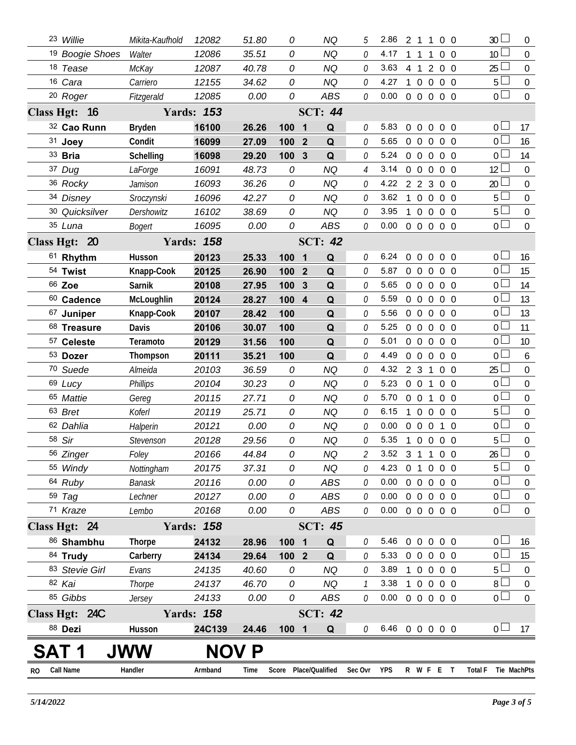| RO | Call Name | Handler | Armband | Time | Score | Place/Qualified | | Sec Ovr | YPS | R | W | F | E | T | Total F | Tie | MachPts |
|---|---|---|---|---|---|---|---|---|---|---|---|---|---|---|---|---|---|
| 23 | Willie | Mikita-Kaufhold | 12082 | 51.80 | 0 | | NQ | 5 | 2.86 | 2 | 1 | 1 | 0 | 0 | 30 | | 0 |
| 19 | Boogie Shoes | Walter | 12086 | 35.51 | 0 | | NQ | 0 | 4.17 | 1 | 1 | 1 | 0 | 0 | 10 | | 0 |
| 18 | Tease | McKay | 12087 | 40.78 | 0 | | NQ | 0 | 3.63 | 4 | 1 | 2 | 0 | 0 | 25 | | 0 |
| 16 | Cara | Carriero | 12155 | 34.62 | 0 | | NQ | 0 | 4.27 | 1 | 0 | 0 | 0 | 0 | 5 | | 0 |
| 20 | Roger | Fitzgerald | 12085 | 0.00 | 0 | | ABS | 0 | 0.00 | 0 | 0 | 0 | 0 | 0 | 0 | | 0 |
| **Class Hgt: 16** | | **Yards: 153** | | | | **SCT: 44** | | | | | | | | | | | |
| 32 | **Cao Runn** | **Bryden** | **16100** | **26.26** | **100** | **1** | **Q** | 0 | 5.83 | 0 | 0 | 0 | 0 | 0 | 0 | | 17 |
| 31 | **Joey** | **Condit** | **16099** | **27.09** | **100** | **2** | **Q** | 0 | 5.65 | 0 | 0 | 0 | 0 | 0 | 0 | | 16 |
| 33 | **Bria** | **Schelling** | **16098** | **29.20** | **100** | **3** | **Q** | 0 | 5.24 | 0 | 0 | 0 | 0 | 0 | 0 | | 14 |
| 37 | Dug | LaForge | 16091 | 48.73 | 0 | | NQ | 4 | 3.14 | 0 | 0 | 0 | 0 | 0 | 12 | | 0 |
| 36 | Rocky | Jamison | 16093 | 36.26 | 0 | | NQ | 0 | 4.22 | 2 | 2 | 3 | 0 | 0 | 20 | | 0 |
| 34 | Disney | Sroczynski | 16096 | 42.27 | 0 | | NQ | 0 | 3.62 | 1 | 0 | 0 | 0 | 0 | 5 | | 0 |
| 30 | Quicksilver | Dershowitz | 16102 | 38.69 | 0 | | NQ | 0 | 3.95 | 1 | 0 | 0 | 0 | 0 | 5 | | 0 |
| 35 | Luna | Bogert | 16095 | 0.00 | 0 | | ABS | 0 | 0.00 | 0 | 0 | 0 | 0 | 0 | 0 | | 0 |
| **Class Hgt: 20** | | **Yards: 158** | | | | **SCT: 42** | | | | | | | | | | | |
| 61 | **Rhythm** | **Husson** | **20123** | **25.33** | **100** | **1** | **Q** | 0 | 6.24 | 0 | 0 | 0 | 0 | 0 | 0 | | 16 |
| 54 | **Twist** | **Knapp-Cook** | **20125** | **26.90** | **100** | **2** | **Q** | 0 | 5.87 | 0 | 0 | 0 | 0 | 0 | 0 | | 15 |
| 66 | **Zoe** | **Sarnik** | **20108** | **27.95** | **100** | **3** | **Q** | 0 | 5.65 | 0 | 0 | 0 | 0 | 0 | 0 | | 14 |
| 60 | **Cadence** | **McLoughlin** | **20124** | **28.27** | **100** | **4** | **Q** | 0 | 5.59 | 0 | 0 | 0 | 0 | 0 | 0 | | 13 |
| 67 | **Juniper** | **Knapp-Cook** | **20107** | **28.42** | **100** | | **Q** | 0 | 5.56 | 0 | 0 | 0 | 0 | 0 | 0 | | 13 |
| 68 | **Treasure** | **Davis** | **20106** | **30.07** | **100** | | **Q** | 0 | 5.25 | 0 | 0 | 0 | 0 | 0 | 0 | | 11 |
| 57 | **Celeste** | **Teramoto** | **20129** | **31.56** | **100** | | **Q** | 0 | 5.01 | 0 | 0 | 0 | 0 | 0 | 0 | | 10 |
| 53 | **Dozer** | **Thompson** | **20111** | **35.21** | **100** | | **Q** | 0 | 4.49 | 0 | 0 | 0 | 0 | 0 | 0 | | 6 |
| 70 | Suede | Almeida | 20103 | 36.59 | 0 | | NQ | 0 | 4.32 | 2 | 3 | 1 | 0 | 0 | 25 | | 0 |
| 69 | Lucy | Phillips | 20104 | 30.23 | 0 | | NQ | 0 | 5.23 | 0 | 0 | 1 | 0 | 0 | 0 | | 0 |
| 65 | Mattie | Gereg | 20115 | 27.71 | 0 | | NQ | 0 | 5.70 | 0 | 0 | 1 | 0 | 0 | 0 | | 0 |
| 63 | Bret | Koferl | 20119 | 25.71 | 0 | | NQ | 0 | 6.15 | 1 | 0 | 0 | 0 | 0 | 5 | | 0 |
| 62 | Dahlia | Halperin | 20121 | 0.00 | 0 | | NQ | 0 | 0.00 | 0 | 0 | 0 | 1 | 0 | 0 | | 0 |
| 58 | Sir | Stevenson | 20128 | 29.56 | 0 | | NQ | 0 | 5.35 | 1 | 0 | 0 | 0 | 0 | 5 | | 0 |
| 56 | Zinger | Foley | 20166 | 44.84 | 0 | | NQ | 2 | 3.52 | 3 | 1 | 1 | 0 | 0 | 26 | | 0 |
| 55 | Windy | Nottingham | 20175 | 37.31 | 0 | | NQ | 0 | 4.23 | 0 | 1 | 0 | 0 | 0 | 5 | | 0 |
| 64 | Ruby | Banask | 20116 | 0.00 | 0 | | ABS | 0 | 0.00 | 0 | 0 | 0 | 0 | 0 | 0 | | 0 |
| 59 | Tag | Lechner | 20127 | 0.00 | 0 | | ABS | 0 | 0.00 | 0 | 0 | 0 | 0 | 0 | 0 | | 0 |
| 71 | Kraze | Lembo | 20168 | 0.00 | 0 | | ABS | 0 | 0.00 | 0 | 0 | 0 | 0 | 0 | 0 | | 0 |
| **Class Hgt: 24** | | **Yards: 158** | | | | **SCT: 45** | | | | | | | | | | | |
| 86 | **Shambhu** | **Thorpe** | **24132** | **28.96** | **100** | **1** | **Q** | 0 | 5.46 | 0 | 0 | 0 | 0 | 0 | 0 | | 16 |
| 84 | **Trudy** | **Carberry** | **24134** | **29.64** | **100** | **2** | **Q** | 0 | 5.33 | 0 | 0 | 0 | 0 | 0 | 0 | | 15 |
| 83 | Stevie Girl | Evans | 24135 | 40.60 | 0 | | NQ | 0 | 3.89 | 1 | 0 | 0 | 0 | 0 | 5 | | 0 |
| 82 | Kai | Thorpe | 24137 | 46.70 | 0 | | NQ | 1 | 3.38 | 1 | 0 | 0 | 0 | 0 | 8 | | 0 |
| 85 | Gibbs | Jersey | 24133 | 0.00 | 0 | | ABS | 0 | 0.00 | 0 | 0 | 0 | 0 | 0 | 0 | | 0 |
| **Class Hgt: 24C** | | **Yards: 158** | | | | **SCT: 42** | | | | | | | | | | | |
| 88 | **Dezi** | **Husson** | **24C139** | **24.46** | **100** | **1** | **Q** | 0 | 6.46 | 0 | 0 | 0 | 0 | 0 | 0 | | 17 |

# SAT 1 JWW NOV P

| RO | Call Name | Handler | Armband | Time | Score | Place/Qualified | Sec Ovr | YPS | R | W | F | E | T | Total F | Tie | MachPts |
|---|---|---|---|---|---|---|---|---|---|---|---|---|---|---|---|---|

5/14/2022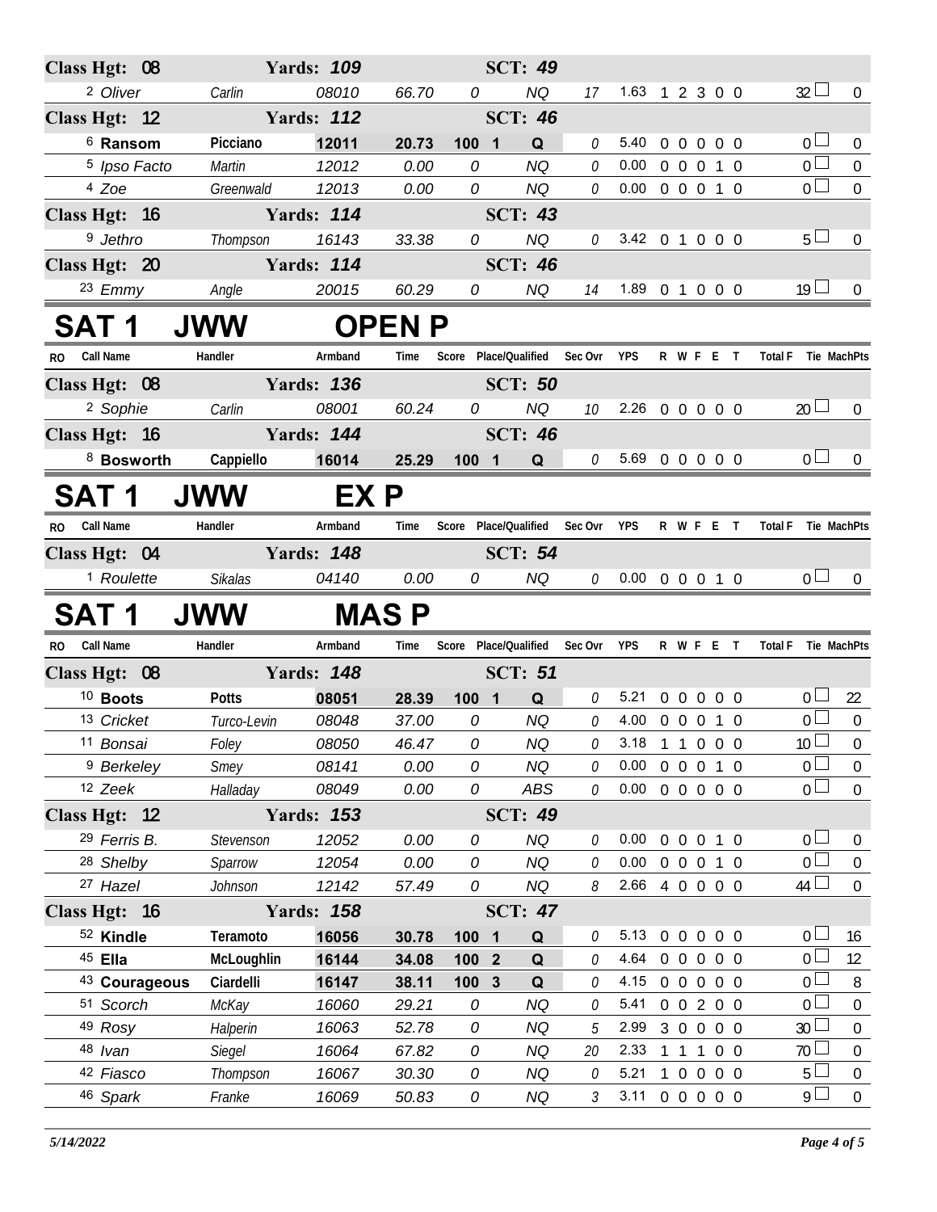| RO | Call Name | Handler | Armband | Time | Score | Place/Qualified | Sec Ovr | YPS | R W F E T | Total F | Tie MachPts |
|---|---|---|---|---|---|---|---|---|---|---|---|
| **Class Hgt: 08** | | **Yards: 109** | | | | **SCT: 49** | | | | | |
| 2 | Oliver | Carlin | 08010 | 66.70 | 0 | NQ | 17 | 1.63 | 1 2 3 0 0 | 32 | 0 |
| **Class Hgt: 12** | | **Yards: 112** | | | | **SCT: 46** | | | | | |
| 6 | **Ransom** | **Picciano** | **12011** | **20.73** | **100 1** | **Q** | 0 | 5.40 | 0 0 0 0 0 | 0 | 0 |
| 5 | Ipso Facto | Martin | 12012 | 0.00 | 0 | NQ | 0 | 0.00 | 0 0 0 1 0 | 0 | 0 |
| 4 | Zoe | Greenwald | 12013 | 0.00 | 0 | NQ | 0 | 0.00 | 0 0 0 1 0 | 0 | 0 |
| **Class Hgt: 16** | | **Yards: 114** | | | | **SCT: 43** | | | | | |
| 9 | Jethro | Thompson | 16143 | 33.38 | 0 | NQ | 0 | 3.42 | 0 1 0 0 0 | 5 | 0 |
| **Class Hgt: 20** | | **Yards: 114** | | | | **SCT: 46** | | | | | |
| 23 | Emmy | Angle | 20015 | 60.29 | 0 | NQ | 14 | 1.89 | 0 1 0 0 0 | 19 | 0 |

# SAT 1 JWW OPEN P

| RO | Call Name | Handler | Armband | Time | Score | Place/Qualified | Sec Ovr | YPS | R W F E T | Total F | Tie MachPts |
|---|---|---|---|---|---|---|---|---|---|---|---|
| **Class Hgt: 08** | | **Yards: 136** | | | | **SCT: 50** | | | | | |
| 2 | Sophie | Carlin | 08001 | 60.24 | 0 | NQ | 10 | 2.26 | 0 0 0 0 0 | 20 | 0 |
| **Class Hgt: 16** | | **Yards: 144** | | | | **SCT: 46** | | | | | |
| 8 | **Bosworth** | **Cappiello** | **16014** | **25.29** | **100 1** | **Q** | 0 | 5.69 | 0 0 0 0 0 | 0 | 0 |

# SAT 1 JWW EX P

| RO | Call Name | Handler | Armband | Time | Score | Place/Qualified | Sec Ovr | YPS | R W F E T | Total F | Tie MachPts |
|---|---|---|---|---|---|---|---|---|---|---|---|
| **Class Hgt: 04** | | **Yards: 148** | | | | **SCT: 54** | | | | | |
| 1 | Roulette | Sikalas | 04140 | 0.00 | 0 | NQ | 0 | 0.00 | 0 0 0 1 0 | 0 | 0 |

# SAT 1 JWW MAS P

| RO | Call Name | Handler | Armband | Time | Score | Place/Qualified | Sec Ovr | YPS | R W F E T | Total F | Tie MachPts |
|---|---|---|---|---|---|---|---|---|---|---|---|
| **Class Hgt: 08** | | **Yards: 148** | | | | **SCT: 51** | | | | | |
| 10 | **Boots** | **Potts** | **08051** | **28.39** | **100 1** | **Q** | 0 | 5.21 | 0 0 0 0 0 | 0 | 22 |
| 13 | Cricket | Turco-Levin | 08048 | 37.00 | 0 | NQ | 0 | 4.00 | 0 0 0 1 0 | 0 | 0 |
| 11 | Bonsai | Foley | 08050 | 46.47 | 0 | NQ | 0 | 3.18 | 1 1 0 0 0 | 10 | 0 |
| 9 | Berkeley | Smey | 08141 | 0.00 | 0 | NQ | 0 | 0.00 | 0 0 0 1 0 | 0 | 0 |
| 12 | Zeek | Halladay | 08049 | 0.00 | 0 | ABS | 0 | 0.00 | 0 0 0 0 0 | 0 | 0 |
| **Class Hgt: 12** | | **Yards: 153** | | | | **SCT: 49** | | | | | |
| 29 | Ferris B. | Stevenson | 12052 | 0.00 | 0 | NQ | 0 | 0.00 | 0 0 0 1 0 | 0 | 0 |
| 28 | Shelby | Sparrow | 12054 | 0.00 | 0 | NQ | 0 | 0.00 | 0 0 0 1 0 | 0 | 0 |
| 27 | Hazel | Johnson | 12142 | 57.49 | 0 | NQ | 8 | 2.66 | 4 0 0 0 0 | 44 | 0 |
| **Class Hgt: 16** | | **Yards: 158** | | | | **SCT: 47** | | | | | |
| 52 | **Kindle** | **Teramoto** | **16056** | **30.78** | **100 1** | **Q** | 0 | 5.13 | 0 0 0 0 0 | 0 | 16 |
| 45 | **Ella** | **McLoughlin** | **16144** | **34.08** | **100 2** | **Q** | 0 | 4.64 | 0 0 0 0 0 | 0 | 12 |
| 43 | **Courageous** | **Ciardelli** | **16147** | **38.11** | **100 3** | **Q** | 0 | 4.15 | 0 0 0 0 0 | 0 | 8 |
| 51 | Scorch | McKay | 16060 | 29.21 | 0 | NQ | 0 | 5.41 | 0 0 2 0 0 | 0 | 0 |
| 49 | Rosy | Halperin | 16063 | 52.78 | 0 | NQ | 5 | 2.99 | 3 0 0 0 0 | 30 | 0 |
| 48 | Ivan | Siegel | 16064 | 67.82 | 0 | NQ | 20 | 2.33 | 1 1 1 0 0 | 70 | 0 |
| 42 | Fiasco | Thompson | 16067 | 30.30 | 0 | NQ | 0 | 5.21 | 1 0 0 0 0 | 5 | 0 |
| 46 | Spark | Franke | 16069 | 50.83 | 0 | NQ | 3 | 3.11 | 0 0 0 0 0 | 9 | 0 |

*5/14/2022*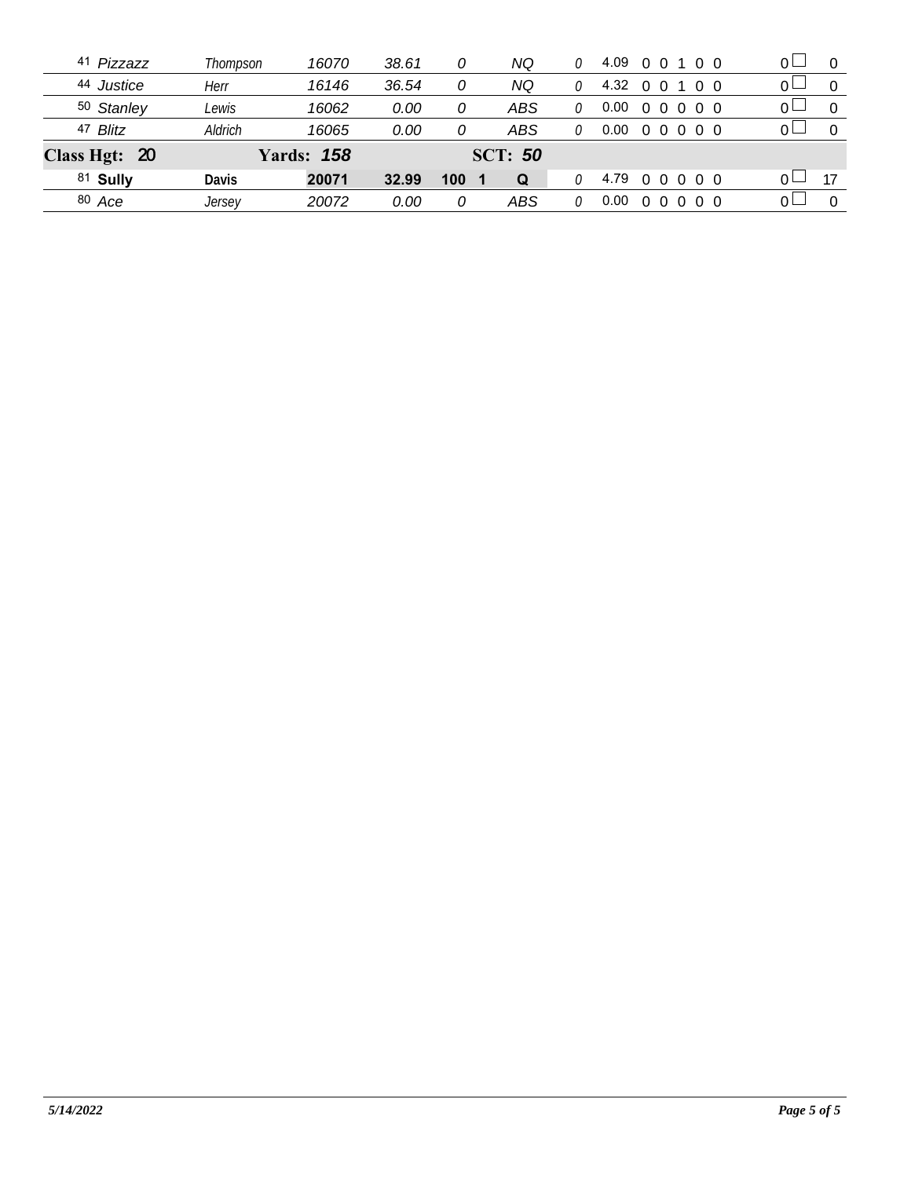| | | | | | | | | | | | | | | | |
|---|---|---|---|---|---|---|---|---|---|---|---|---|---|---|---|
| 41 *Pizzazz* | *Thompson* | *16070* | *38.61* | *0* | | *NQ* | *0* | 4.09 | 0 | 0 | 1 | 0 | 0 | 0 ☐ | 0 |
| 44 *Justice* | *Herr* | *16146* | *36.54* | *0* | | *NQ* | *0* | 4.32 | 0 | 0 | 1 | 0 | 0 | 0 ☐ | 0 |
| 50 *Stanley* | *Lewis* | *16062* | *0.00* | *0* | | *ABS* | *0* | 0.00 | 0 | 0 | 0 | 0 | 0 | 0 ☐ | 0 |
| 47 *Blitz* | *Aldrich* | *16065* | *0.00* | *0* | | *ABS* | *0* | 0.00 | 0 | 0 | 0 | 0 | 0 | 0 ☐ | 0 |
| **Class Hgt: 20** | | **Yards: *158*** | | | | **SCT: *50*** | | | | | | | | | |
| 81 **Sully** | **Davis** | **20071** | **32.99** | **100** | **1** | **Q** | *0* | 4.79 | 0 | 0 | 0 | 0 | 0 | 0 ☐ | 17 |
| 80 *Ace* | *Jersey* | *20072* | *0.00* | *0* | | *ABS* | *0* | 0.00 | 0 | 0 | 0 | 0 | 0 | 0 ☐ | 0 |

*5/14/2022*